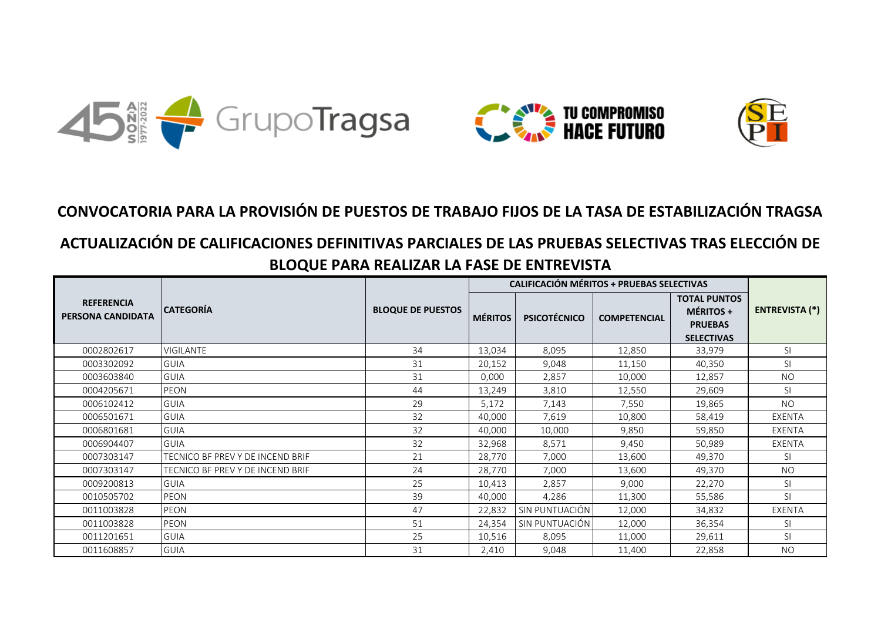# CONVOCATORIA PARA LA PROVISIÓN DE PUESTOS DE TRABAJO FIJOS DE LA TASA DE ESTABILIZACIÓN TRAGSA

## ACTUALIZACIÓN DE CALIFICACIONES DEFINITIVAS PARCIALES DE LAS PRUEBAS SELECTIVAS TRAS ELECCIÓN DE BLOQUE PARA REALIZAR LA FASE DE ENTREVISTA

| REFERENCIA PERSONA CANDIDATA | CATEGORÍA | BLOQUE DE PUESTOS | CALIFICACIÓN MÉRITOS + PRUEBAS SELECTIVAS | | | | ENTREVISTA (*) |
|---|---|---|---|---|---|---|---|
| | | | MÉRITOS | PSICOTÉCNICO | COMPETENCIAL | TOTAL PUNTOS MÉRITOS + PRUEBAS SELECTIVAS | |
| 0002802617 | VIGILANTE | 34 | 13,034 | 8,095 | 12,850 | 33,979 | SI |
| 0003302092 | GUIA | 31 | 20,152 | 9,048 | 11,150 | 40,350 | SI |
| 0003603840 | GUIA | 31 | 0,000 | 2,857 | 10,000 | 12,857 | NO |
| 0004205671 | PEON | 44 | 13,249 | 3,810 | 12,550 | 29,609 | SI |
| 0006102412 | GUIA | 29 | 5,172 | 7,143 | 7,550 | 19,865 | NO |
| 0006501671 | GUIA | 32 | 40,000 | 7,619 | 10,800 | 58,419 | EXENTA |
| 0006801681 | GUIA | 32 | 40,000 | 10,000 | 9,850 | 59,850 | EXENTA |
| 0006904407 | GUIA | 32 | 32,968 | 8,571 | 9,450 | 50,989 | EXENTA |
| 0007303147 | TECNICO BF PREV Y DE INCEND BRIF | 21 | 28,770 | 7,000 | 13,600 | 49,370 | SI |
| 0007303147 | TECNICO BF PREV Y DE INCEND BRIF | 24 | 28,770 | 7,000 | 13,600 | 49,370 | NO |
| 0009200813 | GUIA | 25 | 10,413 | 2,857 | 9,000 | 22,270 | SI |
| 0010505702 | PEON | 39 | 40,000 | 4,286 | 11,300 | 55,586 | SI |
| 0011003828 | PEON | 47 | 22,832 | SIN PUNTUACIÓN | 12,000 | 34,832 | EXENTA |
| 0011003828 | PEON | 51 | 24,354 | SIN PUNTUACIÓN | 12,000 | 36,354 | SI |
| 0011201651 | GUIA | 25 | 10,516 | 8,095 | 11,000 | 29,611 | SI |
| 0011608857 | GUIA | 31 | 2,410 | 9,048 | 11,400 | 22,858 | NO |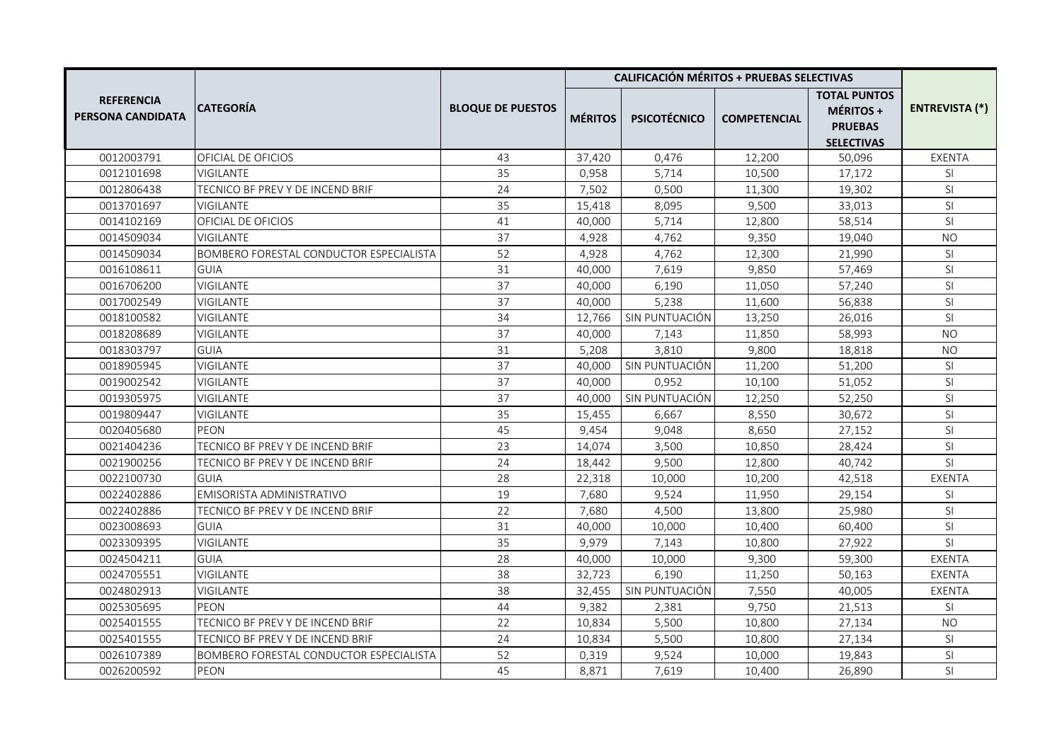| REFERENCIA PERSONA CANDIDATA | CATEGORÍA | BLOQUE DE PUESTOS | CALIFICACIÓN MÉRITOS + PRUEBAS SELECTIVAS | | | | ENTREVISTA (*) |
|---|---|---|---|---|---|---|---|
| | | | MÉRITOS | PSICOTÉCNICO | COMPETENCIAL | TOTAL PUNTOS MÉRITOS + PRUEBAS SELECTIVAS | |
| 0012003791 | OFICIAL DE OFICIOS | 43 | 37,420 | 0,476 | 12,200 | 50,096 | EXENTA |
| 0012101698 | VIGILANTE | 35 | 0,958 | 5,714 | 10,500 | 17,172 | SI |
| 0012806438 | TECNICO BF PREV Y DE INCEND BRIF | 24 | 7,502 | 0,500 | 11,300 | 19,302 | SI |
| 0013701697 | VIGILANTE | 35 | 15,418 | 8,095 | 9,500 | 33,013 | SI |
| 0014102169 | OFICIAL DE OFICIOS | 41 | 40,000 | 5,714 | 12,800 | 58,514 | SI |
| 0014509034 | VIGILANTE | 37 | 4,928 | 4,762 | 9,350 | 19,040 | NO |
| 0014509034 | BOMBERO FORESTAL CONDUCTOR ESPECIALISTA | 52 | 4,928 | 4,762 | 12,300 | 21,990 | SI |
| 0016108611 | GUIA | 31 | 40,000 | 7,619 | 9,850 | 57,469 | SI |
| 0016706200 | VIGILANTE | 37 | 40,000 | 6,190 | 11,050 | 57,240 | SI |
| 0017002549 | VIGILANTE | 37 | 40,000 | 5,238 | 11,600 | 56,838 | SI |
| 0018100582 | VIGILANTE | 34 | 12,766 | SIN PUNTUACIÓN | 13,250 | 26,016 | SI |
| 0018208689 | VIGILANTE | 37 | 40,000 | 7,143 | 11,850 | 58,993 | NO |
| 0018303797 | GUIA | 31 | 5,208 | 3,810 | 9,800 | 18,818 | NO |
| 0018905945 | VIGILANTE | 37 | 40,000 | SIN PUNTUACIÓN | 11,200 | 51,200 | SI |
| 0019002542 | VIGILANTE | 37 | 40,000 | 0,952 | 10,100 | 51,052 | SI |
| 0019305975 | VIGILANTE | 37 | 40,000 | SIN PUNTUACIÓN | 12,250 | 52,250 | SI |
| 0019809447 | VIGILANTE | 35 | 15,455 | 6,667 | 8,550 | 30,672 | SI |
| 0020405680 | PEON | 45 | 9,454 | 9,048 | 8,650 | 27,152 | SI |
| 0021404236 | TECNICO BF PREV Y DE INCEND BRIF | 23 | 14,074 | 3,500 | 10,850 | 28,424 | SI |
| 0021900256 | TECNICO BF PREV Y DE INCEND BRIF | 24 | 18,442 | 9,500 | 12,800 | 40,742 | SI |
| 0022100730 | GUIA | 28 | 22,318 | 10,000 | 10,200 | 42,518 | EXENTA |
| 0022402886 | EMISORISTA ADMINISTRATIVO | 19 | 7,680 | 9,524 | 11,950 | 29,154 | SI |
| 0022402886 | TECNICO BF PREV Y DE INCEND BRIF | 22 | 7,680 | 4,500 | 13,800 | 25,980 | SI |
| 0023008693 | GUIA | 31 | 40,000 | 10,000 | 10,400 | 60,400 | SI |
| 0023309395 | VIGILANTE | 35 | 9,979 | 7,143 | 10,800 | 27,922 | SI |
| 0024504211 | GUIA | 28 | 40,000 | 10,000 | 9,300 | 59,300 | EXENTA |
| 0024705551 | VIGILANTE | 38 | 32,723 | 6,190 | 11,250 | 50,163 | EXENTA |
| 0024802913 | VIGILANTE | 38 | 32,455 | SIN PUNTUACIÓN | 7,550 | 40,005 | EXENTA |
| 0025305695 | PEON | 44 | 9,382 | 2,381 | 9,750 | 21,513 | SI |
| 0025401555 | TECNICO BF PREV Y DE INCEND BRIF | 22 | 10,834 | 5,500 | 10,800 | 27,134 | NO |
| 0025401555 | TECNICO BF PREV Y DE INCEND BRIF | 24 | 10,834 | 5,500 | 10,800 | 27,134 | SI |
| 0026107389 | BOMBERO FORESTAL CONDUCTOR ESPECIALISTA | 52 | 0,319 | 9,524 | 10,000 | 19,843 | SI |
| 0026200592 | PEON | 45 | 8,871 | 7,619 | 10,400 | 26,890 | SI |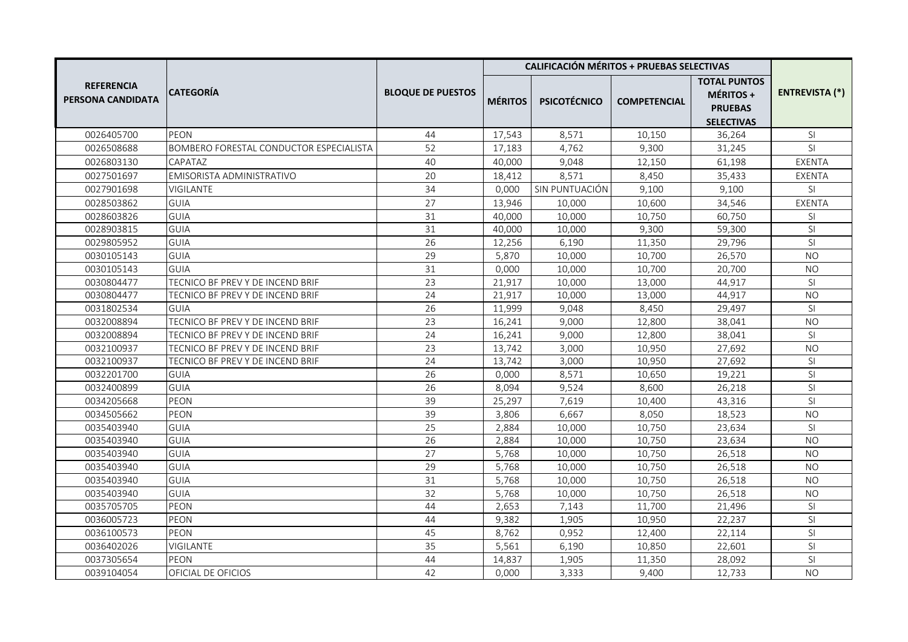| REFERENCIA PERSONA CANDIDATA | CATEGORÍA | BLOQUE DE PUESTOS | CALIFICACIÓN MÉRITOS + PRUEBAS SELECTIVAS | | | | ENTREVISTA (*) |
|---|---|---|---|---|---|---|---|
| | | | MÉRITOS | PSICOTÉCNICO | COMPETENCIAL | TOTAL PUNTOS MÉRITOS + PRUEBAS SELECTIVAS | |
| 0026405700 | PEON | 44 | 17,543 | 8,571 | 10,150 | 36,264 | SI |
| 0026508688 | BOMBERO FORESTAL CONDUCTOR ESPECIALISTA | 52 | 17,183 | 4,762 | 9,300 | 31,245 | SI |
| 0026803130 | CAPATAZ | 40 | 40,000 | 9,048 | 12,150 | 61,198 | EXENTA |
| 0027501697 | EMISORISTA ADMINISTRATIVO | 20 | 18,412 | 8,571 | 8,450 | 35,433 | EXENTA |
| 0027901698 | VIGILANTE | 34 | 0,000 | SIN PUNTUACIÓN | 9,100 | 9,100 | SI |
| 0028503862 | GUIA | 27 | 13,946 | 10,000 | 10,600 | 34,546 | EXENTA |
| 0028603826 | GUIA | 31 | 40,000 | 10,000 | 10,750 | 60,750 | SI |
| 0028903815 | GUIA | 31 | 40,000 | 10,000 | 9,300 | 59,300 | SI |
| 0029805952 | GUIA | 26 | 12,256 | 6,190 | 11,350 | 29,796 | SI |
| 0030105143 | GUIA | 29 | 5,870 | 10,000 | 10,700 | 26,570 | NO |
| 0030105143 | GUIA | 31 | 0,000 | 10,000 | 10,700 | 20,700 | NO |
| 0030804477 | TECNICO BF PREV Y DE INCEND BRIF | 23 | 21,917 | 10,000 | 13,000 | 44,917 | SI |
| 0030804477 | TECNICO BF PREV Y DE INCEND BRIF | 24 | 21,917 | 10,000 | 13,000 | 44,917 | NO |
| 0031802534 | GUIA | 26 | 11,999 | 9,048 | 8,450 | 29,497 | SI |
| 0032008894 | TECNICO BF PREV Y DE INCEND BRIF | 23 | 16,241 | 9,000 | 12,800 | 38,041 | NO |
| 0032008894 | TECNICO BF PREV Y DE INCEND BRIF | 24 | 16,241 | 9,000 | 12,800 | 38,041 | SI |
| 0032100937 | TECNICO BF PREV Y DE INCEND BRIF | 23 | 13,742 | 3,000 | 10,950 | 27,692 | NO |
| 0032100937 | TECNICO BF PREV Y DE INCEND BRIF | 24 | 13,742 | 3,000 | 10,950 | 27,692 | SI |
| 0032201700 | GUIA | 26 | 0,000 | 8,571 | 10,650 | 19,221 | SI |
| 0032400899 | GUIA | 26 | 8,094 | 9,524 | 8,600 | 26,218 | SI |
| 0034205668 | PEON | 39 | 25,297 | 7,619 | 10,400 | 43,316 | SI |
| 0034505662 | PEON | 39 | 3,806 | 6,667 | 8,050 | 18,523 | NO |
| 0035403940 | GUIA | 25 | 2,884 | 10,000 | 10,750 | 23,634 | SI |
| 0035403940 | GUIA | 26 | 2,884 | 10,000 | 10,750 | 23,634 | NO |
| 0035403940 | GUIA | 27 | 5,768 | 10,000 | 10,750 | 26,518 | NO |
| 0035403940 | GUIA | 29 | 5,768 | 10,000 | 10,750 | 26,518 | NO |
| 0035403940 | GUIA | 31 | 5,768 | 10,000 | 10,750 | 26,518 | NO |
| 0035403940 | GUIA | 32 | 5,768 | 10,000 | 10,750 | 26,518 | NO |
| 0035705705 | PEON | 44 | 2,653 | 7,143 | 11,700 | 21,496 | SI |
| 0036005723 | PEON | 44 | 9,382 | 1,905 | 10,950 | 22,237 | SI |
| 0036100573 | PEON | 45 | 8,762 | 0,952 | 12,400 | 22,114 | SI |
| 0036402026 | VIGILANTE | 35 | 5,561 | 6,190 | 10,850 | 22,601 | SI |
| 0037305654 | PEON | 44 | 14,837 | 1,905 | 11,350 | 28,092 | SI |
| 0039104054 | OFICIAL DE OFICIOS | 42 | 0,000 | 3,333 | 9,400 | 12,733 | NO |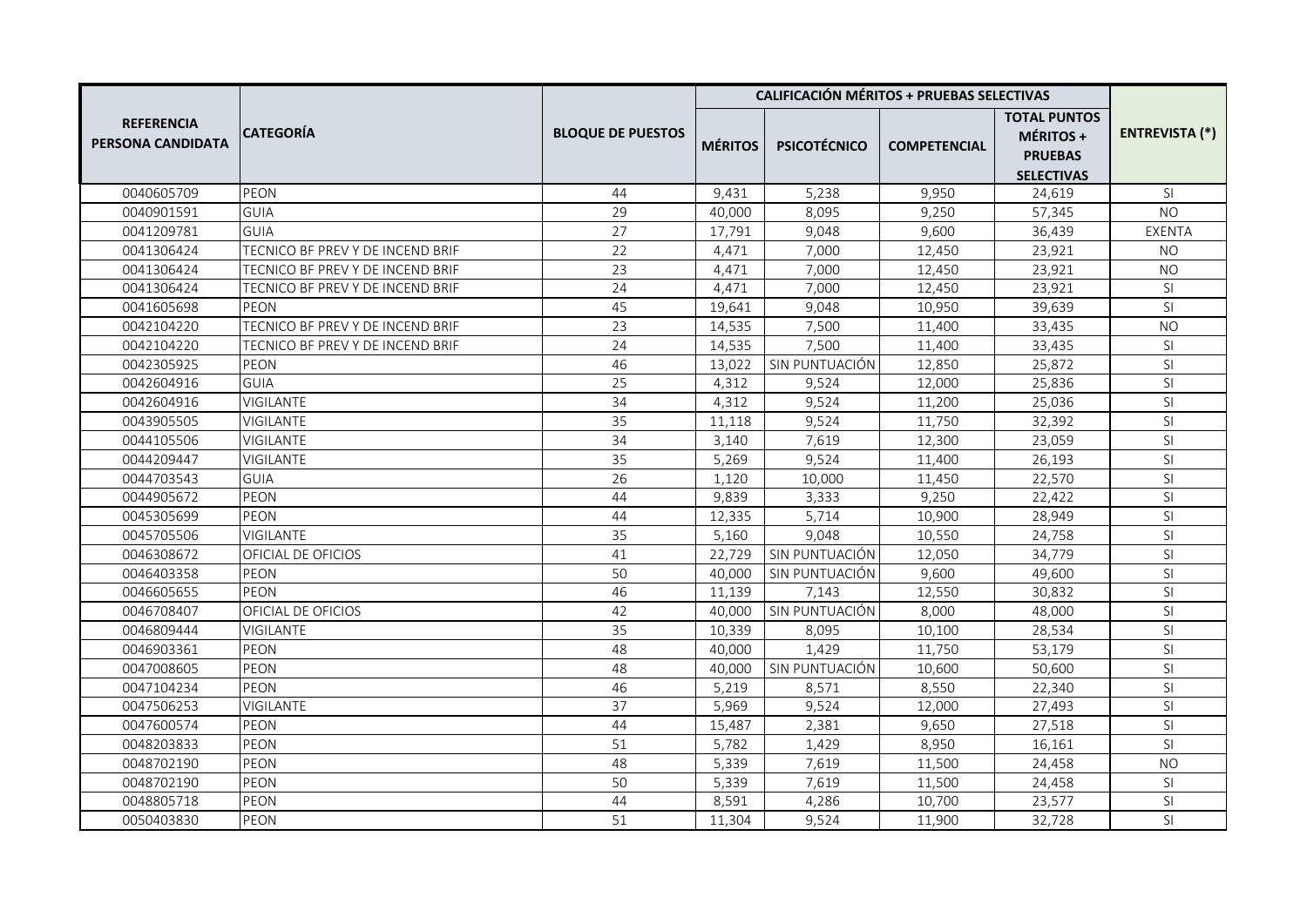| REFERENCIA PERSONA CANDIDATA | CATEGORÍA | BLOQUE DE PUESTOS | CALIFICACIÓN MÉRITOS + PRUEBAS SELECTIVAS | | | | ENTREVISTA (*) |
|---|---|---|---|---|---|---|---|
| | | | MÉRITOS | PSICOTÉCNICO | COMPETENCIAL | TOTAL PUNTOS MÉRITOS + PRUEBAS SELECTIVAS | |
| 0040605709 | PEON | 44 | 9,431 | 5,238 | 9,950 | 24,619 | SI |
| 0040901591 | GUIA | 29 | 40,000 | 8,095 | 9,250 | 57,345 | NO |
| 0041209781 | GUIA | 27 | 17,791 | 9,048 | 9,600 | 36,439 | EXENTA |
| 0041306424 | TECNICO BF PREV Y DE INCEND BRIF | 22 | 4,471 | 7,000 | 12,450 | 23,921 | NO |
| 0041306424 | TECNICO BF PREV Y DE INCEND BRIF | 23 | 4,471 | 7,000 | 12,450 | 23,921 | NO |
| 0041306424 | TECNICO BF PREV Y DE INCEND BRIF | 24 | 4,471 | 7,000 | 12,450 | 23,921 | SI |
| 0041605698 | PEON | 45 | 19,641 | 9,048 | 10,950 | 39,639 | SI |
| 0042104220 | TECNICO BF PREV Y DE INCEND BRIF | 23 | 14,535 | 7,500 | 11,400 | 33,435 | NO |
| 0042104220 | TECNICO BF PREV Y DE INCEND BRIF | 24 | 14,535 | 7,500 | 11,400 | 33,435 | SI |
| 0042305925 | PEON | 46 | 13,022 | SIN PUNTUACIÓN | 12,850 | 25,872 | SI |
| 0042604916 | GUIA | 25 | 4,312 | 9,524 | 12,000 | 25,836 | SI |
| 0042604916 | VIGILANTE | 34 | 4,312 | 9,524 | 11,200 | 25,036 | SI |
| 0043905505 | VIGILANTE | 35 | 11,118 | 9,524 | 11,750 | 32,392 | SI |
| 0044105506 | VIGILANTE | 34 | 3,140 | 7,619 | 12,300 | 23,059 | SI |
| 0044209447 | VIGILANTE | 35 | 5,269 | 9,524 | 11,400 | 26,193 | SI |
| 0044703543 | GUIA | 26 | 1,120 | 10,000 | 11,450 | 22,570 | SI |
| 0044905672 | PEON | 44 | 9,839 | 3,333 | 9,250 | 22,422 | SI |
| 0045305699 | PEON | 44 | 12,335 | 5,714 | 10,900 | 28,949 | SI |
| 0045705506 | VIGILANTE | 35 | 5,160 | 9,048 | 10,550 | 24,758 | SI |
| 0046308672 | OFICIAL DE OFICIOS | 41 | 22,729 | SIN PUNTUACIÓN | 12,050 | 34,779 | SI |
| 0046403358 | PEON | 50 | 40,000 | SIN PUNTUACIÓN | 9,600 | 49,600 | SI |
| 0046605655 | PEON | 46 | 11,139 | 7,143 | 12,550 | 30,832 | SI |
| 0046708407 | OFICIAL DE OFICIOS | 42 | 40,000 | SIN PUNTUACIÓN | 8,000 | 48,000 | SI |
| 0046809444 | VIGILANTE | 35 | 10,339 | 8,095 | 10,100 | 28,534 | SI |
| 0046903361 | PEON | 48 | 40,000 | 1,429 | 11,750 | 53,179 | SI |
| 0047008605 | PEON | 48 | 40,000 | SIN PUNTUACIÓN | 10,600 | 50,600 | SI |
| 0047104234 | PEON | 46 | 5,219 | 8,571 | 8,550 | 22,340 | SI |
| 0047506253 | VIGILANTE | 37 | 5,969 | 9,524 | 12,000 | 27,493 | SI |
| 0047600574 | PEON | 44 | 15,487 | 2,381 | 9,650 | 27,518 | SI |
| 0048203833 | PEON | 51 | 5,782 | 1,429 | 8,950 | 16,161 | SI |
| 0048702190 | PEON | 48 | 5,339 | 7,619 | 11,500 | 24,458 | NO |
| 0048702190 | PEON | 50 | 5,339 | 7,619 | 11,500 | 24,458 | SI |
| 0048805718 | PEON | 44 | 8,591 | 4,286 | 10,700 | 23,577 | SI |
| 0050403830 | PEON | 51 | 11,304 | 9,524 | 11,900 | 32,728 | SI |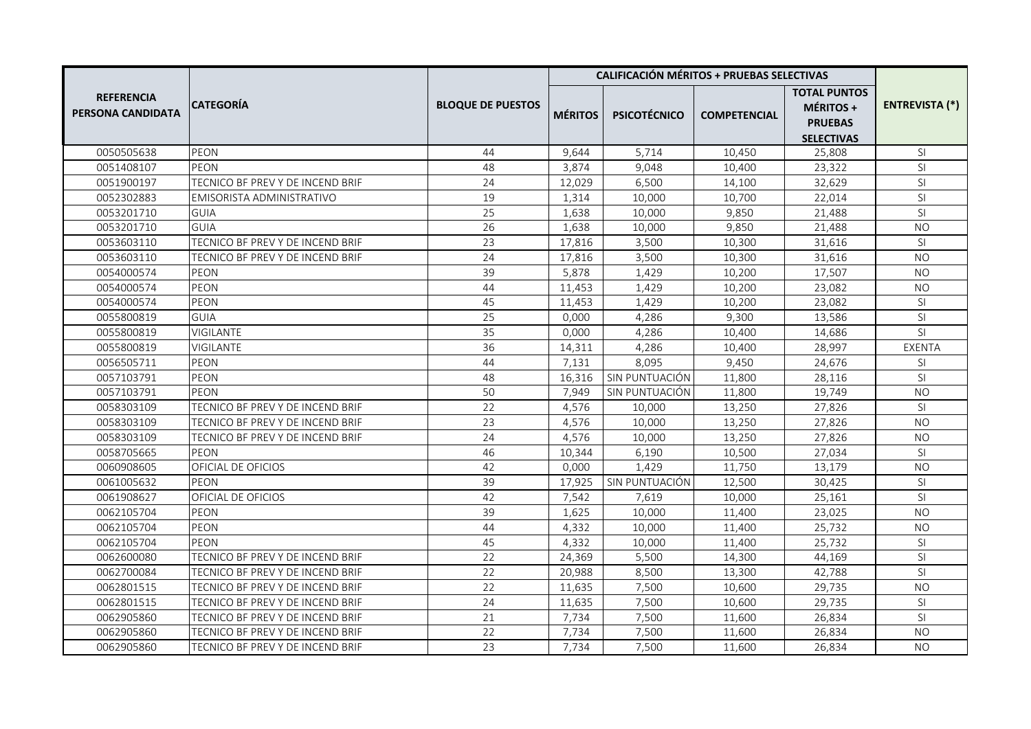| REFERENCIA PERSONA CANDIDATA | CATEGORÍA | BLOQUE DE PUESTOS | CALIFICACIÓN MÉRITOS + PRUEBAS SELECTIVAS | | | | ENTREVISTA (*) |
|---|---|---|---|---|---|---|---|
| | | | MÉRITOS | PSICOTÉCNICO | COMPETENCIAL | TOTAL PUNTOS MÉRITOS + PRUEBAS SELECTIVAS | |
| 0050505638 | PEON | 44 | 9,644 | 5,714 | 10,450 | 25,808 | SI |
| 0051408107 | PEON | 48 | 3,874 | 9,048 | 10,400 | 23,322 | SI |
| 0051900197 | TECNICO BF PREV Y DE INCEND BRIF | 24 | 12,029 | 6,500 | 14,100 | 32,629 | SI |
| 0052302883 | EMISORISTA ADMINISTRATIVO | 19 | 1,314 | 10,000 | 10,700 | 22,014 | SI |
| 0053201710 | GUIA | 25 | 1,638 | 10,000 | 9,850 | 21,488 | SI |
| 0053201710 | GUIA | 26 | 1,638 | 10,000 | 9,850 | 21,488 | NO |
| 0053603110 | TECNICO BF PREV Y DE INCEND BRIF | 23 | 17,816 | 3,500 | 10,300 | 31,616 | SI |
| 0053603110 | TECNICO BF PREV Y DE INCEND BRIF | 24 | 17,816 | 3,500 | 10,300 | 31,616 | NO |
| 0054000574 | PEON | 39 | 5,878 | 1,429 | 10,200 | 17,507 | NO |
| 0054000574 | PEON | 44 | 11,453 | 1,429 | 10,200 | 23,082 | NO |
| 0054000574 | PEON | 45 | 11,453 | 1,429 | 10,200 | 23,082 | SI |
| 0055800819 | GUIA | 25 | 0,000 | 4,286 | 9,300 | 13,586 | SI |
| 0055800819 | VIGILANTE | 35 | 0,000 | 4,286 | 10,400 | 14,686 | SI |
| 0055800819 | VIGILANTE | 36 | 14,311 | 4,286 | 10,400 | 28,997 | EXENTA |
| 0056505711 | PEON | 44 | 7,131 | 8,095 | 9,450 | 24,676 | SI |
| 0057103791 | PEON | 48 | 16,316 | SIN PUNTUACIÓN | 11,800 | 28,116 | SI |
| 0057103791 | PEON | 50 | 7,949 | SIN PUNTUACIÓN | 11,800 | 19,749 | NO |
| 0058303109 | TECNICO BF PREV Y DE INCEND BRIF | 22 | 4,576 | 10,000 | 13,250 | 27,826 | SI |
| 0058303109 | TECNICO BF PREV Y DE INCEND BRIF | 23 | 4,576 | 10,000 | 13,250 | 27,826 | NO |
| 0058303109 | TECNICO BF PREV Y DE INCEND BRIF | 24 | 4,576 | 10,000 | 13,250 | 27,826 | NO |
| 0058705665 | PEON | 46 | 10,344 | 6,190 | 10,500 | 27,034 | SI |
| 0060908605 | OFICIAL DE OFICIOS | 42 | 0,000 | 1,429 | 11,750 | 13,179 | NO |
| 0061005632 | PEON | 39 | 17,925 | SIN PUNTUACIÓN | 12,500 | 30,425 | SI |
| 0061908627 | OFICIAL DE OFICIOS | 42 | 7,542 | 7,619 | 10,000 | 25,161 | SI |
| 0062105704 | PEON | 39 | 1,625 | 10,000 | 11,400 | 23,025 | NO |
| 0062105704 | PEON | 44 | 4,332 | 10,000 | 11,400 | 25,732 | NO |
| 0062105704 | PEON | 45 | 4,332 | 10,000 | 11,400 | 25,732 | SI |
| 0062600080 | TECNICO BF PREV Y DE INCEND BRIF | 22 | 24,369 | 5,500 | 14,300 | 44,169 | SI |
| 0062700084 | TECNICO BF PREV Y DE INCEND BRIF | 22 | 20,988 | 8,500 | 13,300 | 42,788 | SI |
| 0062801515 | TECNICO BF PREV Y DE INCEND BRIF | 22 | 11,635 | 7,500 | 10,600 | 29,735 | NO |
| 0062801515 | TECNICO BF PREV Y DE INCEND BRIF | 24 | 11,635 | 7,500 | 10,600 | 29,735 | SI |
| 0062905860 | TECNICO BF PREV Y DE INCEND BRIF | 21 | 7,734 | 7,500 | 11,600 | 26,834 | SI |
| 0062905860 | TECNICO BF PREV Y DE INCEND BRIF | 22 | 7,734 | 7,500 | 11,600 | 26,834 | NO |
| 0062905860 | TECNICO BF PREV Y DE INCEND BRIF | 23 | 7,734 | 7,500 | 11,600 | 26,834 | NO |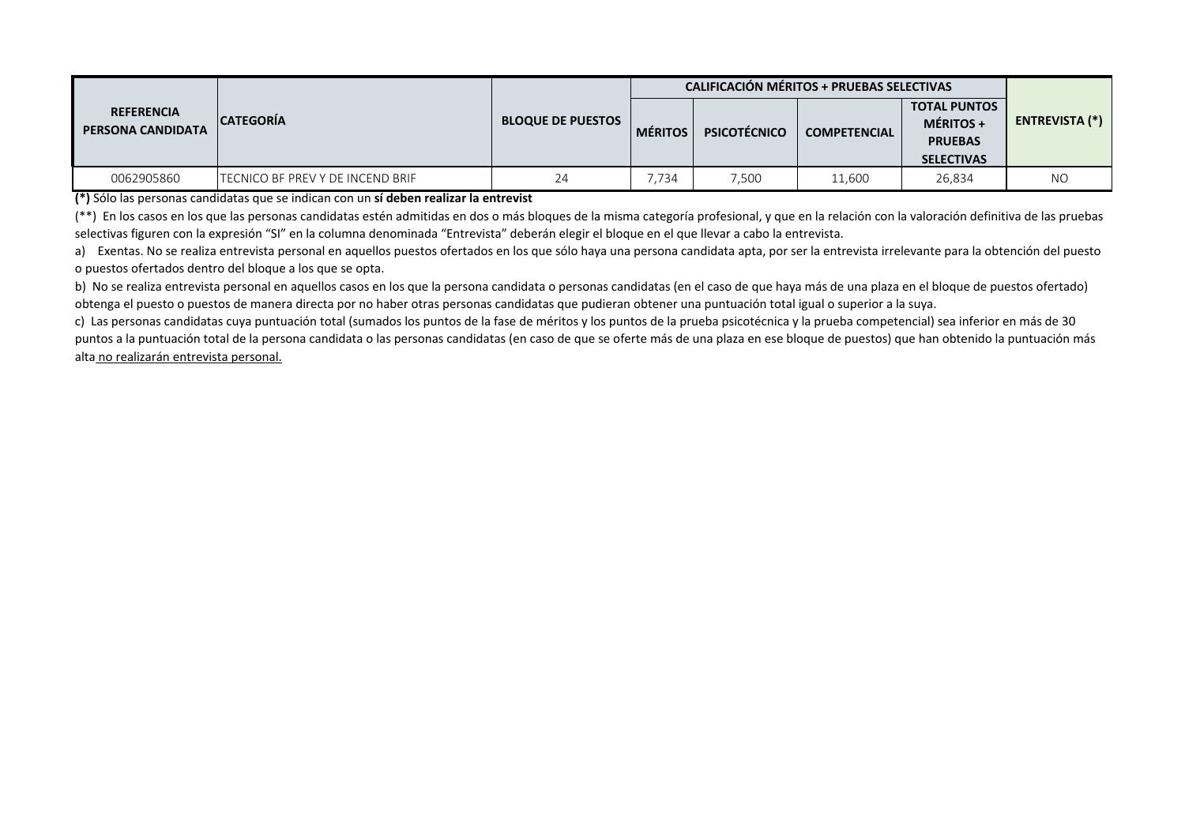| REFERENCIA PERSONA CANDIDATA | CATEGORÍA | BLOQUE DE PUESTOS | CALIFICACIÓN MÉRITOS + PRUEBAS SELECTIVAS | | | | ENTREVISTA (*) |
|---|---|---|---|---|---|---|---|
| | | | MÉRITOS | PSICOTÉCNICO | COMPETENCIAL | TOTAL PUNTOS MÉRITOS + PRUEBAS SELECTIVAS | |
| 0062905860 | TECNICO BF PREV Y DE INCEND BRIF | 24 | 7,734 | 7,500 | 11,600 | 26,834 | NO |

**(*)** Sólo las personas candidatas que se indican con un **sí deben realizar la entrevist**

(**) En los casos en los que las personas candidatas estén admitidas en dos o más bloques de la misma categoría profesional, y que en la relación con la valoración definitiva de las pruebas selectivas figuren con la expresión "SI" en la columna denominada "Entrevista" deberán elegir el bloque en el que llevar a cabo la entrevista.

a) Exentas. No se realiza entrevista personal en aquellos puestos ofertados en los que sólo haya una persona candidata apta, por ser la entrevista irrelevante para la obtención del puesto o puestos ofertados dentro del bloque a los que se opta.

b) No se realiza entrevista personal en aquellos casos en los que la persona candidata o personas candidatas (en el caso de que haya más de una plaza en el bloque de puestos ofertado) obtenga el puesto o puestos de manera directa por no haber otras personas candidatas que pudieran obtener una puntuación total igual o superior a la suya.

c) Las personas candidatas cuya puntuación total (sumados los puntos de la fase de méritos y los puntos de la prueba psicotécnica y la prueba competencial) sea inferior en más de 30 puntos a la puntuación total de la persona candidata o las personas candidatas (en caso de que se oferte más de una plaza en ese bloque de puestos) que han obtenido la puntuación más alta no realizarán entrevista personal.